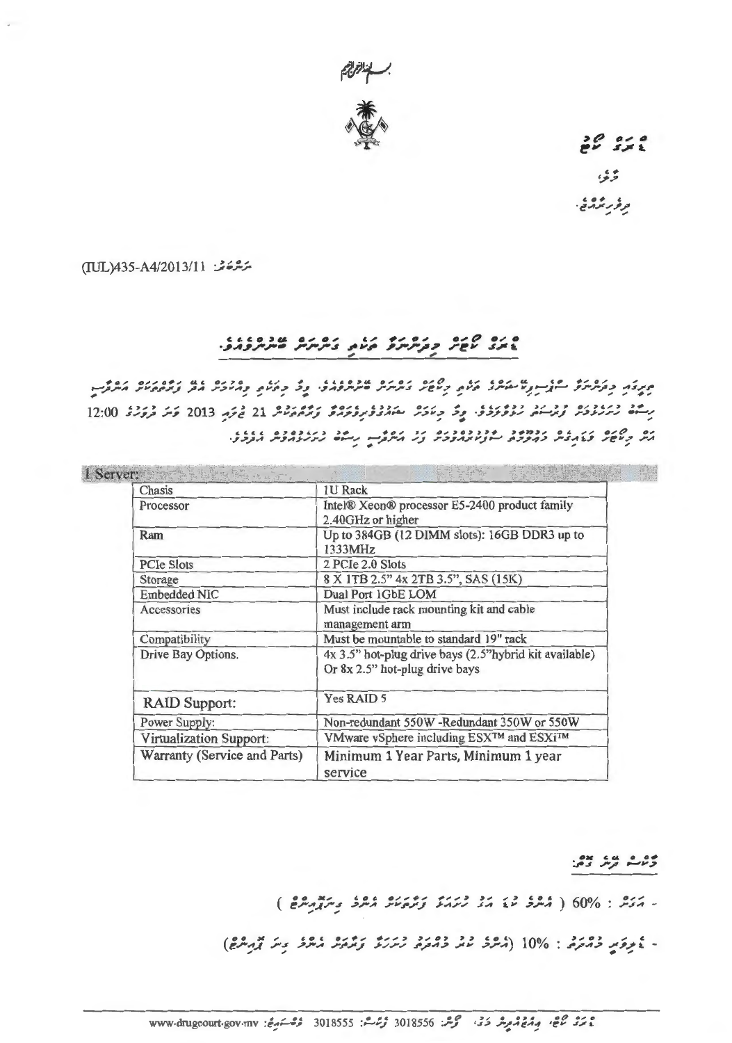بسم الله الرحمن الرحيم

ޑްރަގް ކޯޓު

މާލެ

ދިވެހިރާއްޖެ

ނަންބަރު: (IUL)435-A4/2013/11

## ޑްރަގް ކޯޓަށް މިދަންނަވާ ތަކެތި ގަނެން ބޭނުންވެއެވެ.

ތިރީގައި މިދަންނަވާ ސްޕެސިފިކޭޝަނުގެ ތަކެތި މިކޯޓަށް ގަނެން ބޭނުންވެއެވެ. މިފަދަ ތަކެތި ވިއްކުމަށް އެދޭ ފަރާތްތަކުން އަންދާސީ ހިސާބު ހުށަހެޅުމަށް ފުރުސަތު ހުޅުވާލަމެވެ. މިގޮތުން ޝައުޤުވެރިވާ ފަރާތްތަކުން 21 ޖޫން 2013 ވަނަ ދުވަހުގެ 12:00 އަށް މިކޯޓަށް ވަޑައިގެން މައުލޫމާތު ސޮއިކުރެއްވުމަށްފަހު ގަނޑު އަންދާސީ ހިސާބު ހުށަހަޅުއްވުން އެދެމެވެ.

**1 Server:**

| Chasis | 1U Rack |
|---|---|
| Processor | Intel® Xeon® processor E5-2400 product family 2.40GHz or higher |
| Ram | Up to 384GB (12 DIMM slots): 16GB DDR3 up to 1333MHz |
| PCIe Slots | 2 PCIe 2.0 Slots |
| Storage | 8 X 1TB 2.5" 4x 2TB 3.5", SAS (15K) |
| Embedded NIC | Dual Port 1GbE LOM |
| Accessories | Must include rack mounting kit and cable management arm |
| Compatibility | Must be mountable to standard 19" rack |
| Drive Bay Options. | 4x 3.5" hot-plug drive bays (2.5"hybrid kit available) Or 8x 2.5" hot-plug drive bays |
| RAID Support: | Yes RAID 5 |
| Power Supply: | Non-redundant 550W -Redundant 350W or 550W |
| Virtualization Support: | VMware vSphere including ESX™ and ESXi™ |
| Warranty (Service and Parts) | Minimum 1 Year Parts, Minimum 1 year service |

މާކްސް ދޭނެ ގޮތް:

- އަގަށް : 60% ( އެންމެ ކުޑަ އަގު ހުށަހަޅާ ފަރާތަކަށް އެންމެ މާކްސް ދިނުމުން )

- ޑެލިވަރީ މުއްދަތު : 10% (އެންމެ ކުރު މުއްދަތެއް ހުށަހަޅާ ފަރާތަކަށް އެންމެ ގިނަ މާކްސް)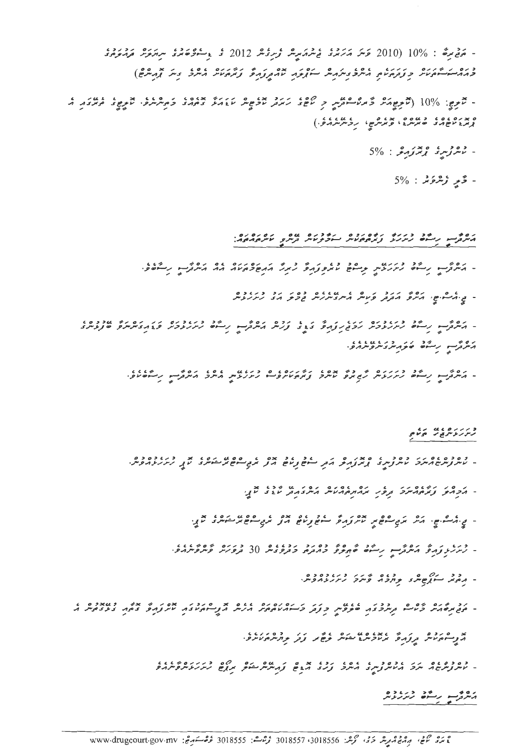- ތަޖުރިބާ : 10% (2010 ވަނަ އަހަރުގެ ޖަނަވަރީން ފެށިގެން 2012 ގެ ޑިސެމްބަރުގެ ނިޔަލަށް ދައުލަތުގެ މުއައްސަސާތަކަށް މިފަދަ ތަކުގައި އެންމެގިނައިން ސަރުކާރު ކޯޓުތަކާއި ވަޒީފާއަކަށް އެންމެ މިނަ ޤާއިމްވާ)

- ކޯޑު: 10% (ކޯޓުތަކުގެ ޤާނޫނުތަކާއި މަޢުލޫމާތާ ގުޅޭ ގޮތުން ކޯޓުގެ ހަރަކާތްތަކާއި ޢަމަލުތަކާއި ކޯޓުގެ ދައުރު ދެނެގަތުން. ކޯޓުގެ ތަރުތީބުގައި ހ ޤަވާޢިދުތަކާއި ބެހޭ، ވަޒީފާ، ހިދުމަތްކުރުން.)

- ކޮމްޕިއުޓަރުގެ ޕްރޮފިޝަންސީ : 5%

- މާލީ ފަންވަރު : 5%

## އިންޓަވިއު ހިނގާ ގޮތާއި ވަޒީފާގެ ތަކެތި ސަލާމަތުން ދޭންޖެހޭ ކަންތައްތައް:

- އިންޓަވިއު ހިނގާނީ ހުށަހެޅުމާއި ފިޔަވަޅު ކުރިއަށްގެންދާ ވަޒީފާއަށް ހަރުދަނާ އިންޓަވިއު ހިންގާނެ.

- ޕީ.އެސް.ޖީ، އަންނަ އަހަރު ފަހުން އިންޓަވިއު ހިނގާ ގޮތަށް ގަވާއިދު

- އިންޓަވިއު ހިނގާނެ ހުށަހެޅުމަށް ހަމަޖެހިފައިވާ ގަޑިއާއި ތާރީޚު އިންޓަވިއު ހިނގާ ހުށަހެޅުމަށް ވަގުތު އިއުލާންކުރާނެ ބޯޑުގެ އިންޓަވިއު ހިނގާ މަޢުލޫމާތު ލިބިދެވޭނެ.

- އިންޓަވިއު ހިނގާ ހުށަހެޅުމަށް ހާޒިރުވާ ކޯޓުގެ ވަޒީފާތަކަށް ހުށަހެޅި އެންމެ އިންޓަވިއު ހިންގާނެ.

## ހުށަހަޅަންޖެހޭ ތަކެތި

- ކޮންފިޑެންޝަލް ކޮމްޕިއުޓަރު ޕްރޮފިޝަންސީ އަދި ސެޓްފިކެޓް އަދި ރެފަރެންސް ލެޓަރގެ ކޮޕީ ހުށަހަޅަންވާނެ.

- އަދިއެވެ ވަޒީފާއަށް ދިވެހި ރައްޔިތުން އެންމެ ކާޑުގެ ކޮޕީ

- ޕީ.އެސް.ޖީ، އަން ރެފަރެންސް ކޮމްޕިއުޓަރު ސެޓްފިކެޓް އަދި ރެފަރެންސް ލެޓަރގެ ކޮޕީ

- ހުށަހެޅުމަށް އިންޓަވިއު ހިނގާ ބޯޑުން މުއްދަތު މަދުވެގެން 30 ދުވަހަށް ވާނޫނެއް.

- އިތުރު ސަޓިފިކެޓް ވިއްޔާ ވާނަމަ ހުށަހެޅުން.

- ތަޖުރިބާގެ ދާއިރާ ރިޕޯޓުގައި ބުނެފައި ވަޒީފާ މަސައްކަތުގެ އެހެން ރާއްޖެތެރޭގައި ކޮންމެ ވަޒީފާ ހުށަހެޅުމަށް ރާއްޖެތަކަށް ދިޔަގޮތް ބަލައި ފެށިގެން ފޮނުވަން ވިއްސެއް ވަނަ ވިއްސެއްހުށަހަޅަން.

- ކޮންފިޑެންޝަލް ކޮމްޕިއުޓަރު އެންމެ ފަހުގެ ތާރީޚު ފަހުން ފޮނުވާ ހުށަހަޅަންވާނެ

## އިންޓަވިއު ހިނގާ ހުށަހެޅުން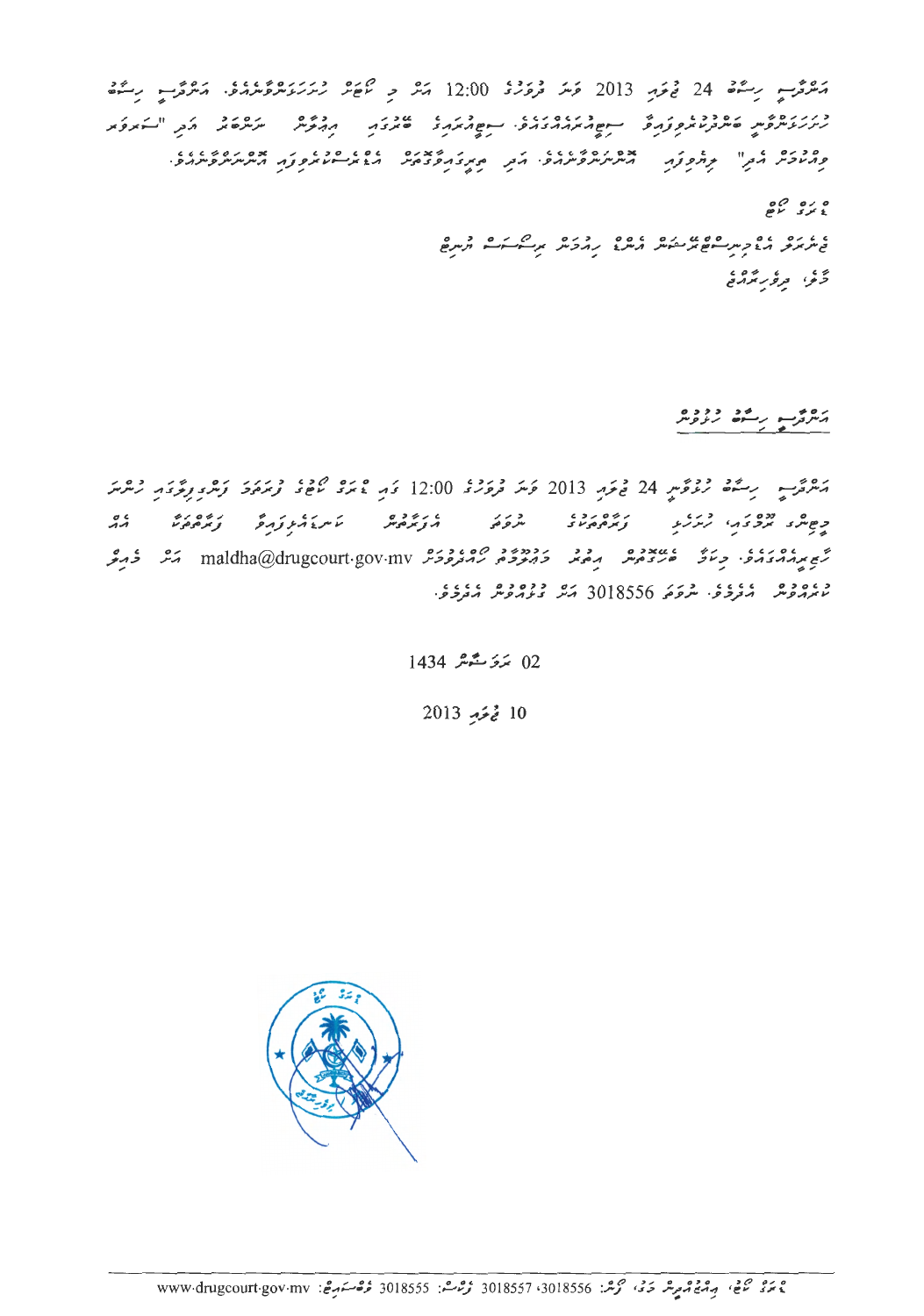އަންގާރަ ދުވަހު 24 ޖޫން 2013 ވަނަ ދުވަހުގެ 12:00 އަށް މި ކޯޓަށް ހުށަހަޅަންވާނެއެވެ. އަންގާރަ ދުވަހު ހުށަހަޅަންވާނީ ބަންދުކުރެވިފައިވާ ސިޓީއުރައެއްގައެވެ. ސިޓީއުރައިގެ ބޭރުގައި އިއުލާން ނަންބަރު އަދި "ސަރވަރ ފޯރުކޮށްދިނުން އެދި" ލިޔުމުގައި ލިޔަންވާނެއެވެ. އަދި ބީލަންދޭ ފަރާތުގެ އެޑްރެސް ލިޔުމުގައި އޮންނަންވާނެއެވެ.

ޑްރަގް ކޯޓު

ޑިރެކްޓަރ އޮފް ކޯޓް އެޑްމިނިސްޓްރޭޝަން އަޙްމަދު ރިޒްވާން ޢާދިލް

މާލެ، ދިވެހިރާއްޖެ

## އަންގާރަ ދުވަހު ހުށަހެޅުން

އަންގާރަ ދުވަހު ހުށަހެޅުމަށް 24 ޖޫން 2013 ވަނަ ދުވަހުގެ 12:00 ގައި ޑްރަގް ކޯޓުގެ ޖާގައިގައި ވަޒީފާގައި ހުންނަ މެމްބަރުންގެ ހާޒިރުގައި ބީލަން ހުށަހަޅާ ފަރާތްތަކުގެ ކަނޑައެޅިފައިވާ ސާމްޕަލްތަކެވެ. މިކަމާ ބެހޭ ގޮތުން އިތުރު މަޢުލޫމާތު ސާފުކުރުމަށް maldha@drugcourt.gov.mv އަށް މެއިލް ކުރެއްވުން ނުވަތަ ނަމްބަރު 3018556 އަށް ގުޅުއްވުން އެދެމެވެ.

02 ޝަޢުބާން 1434

10 ޖޫން 2013